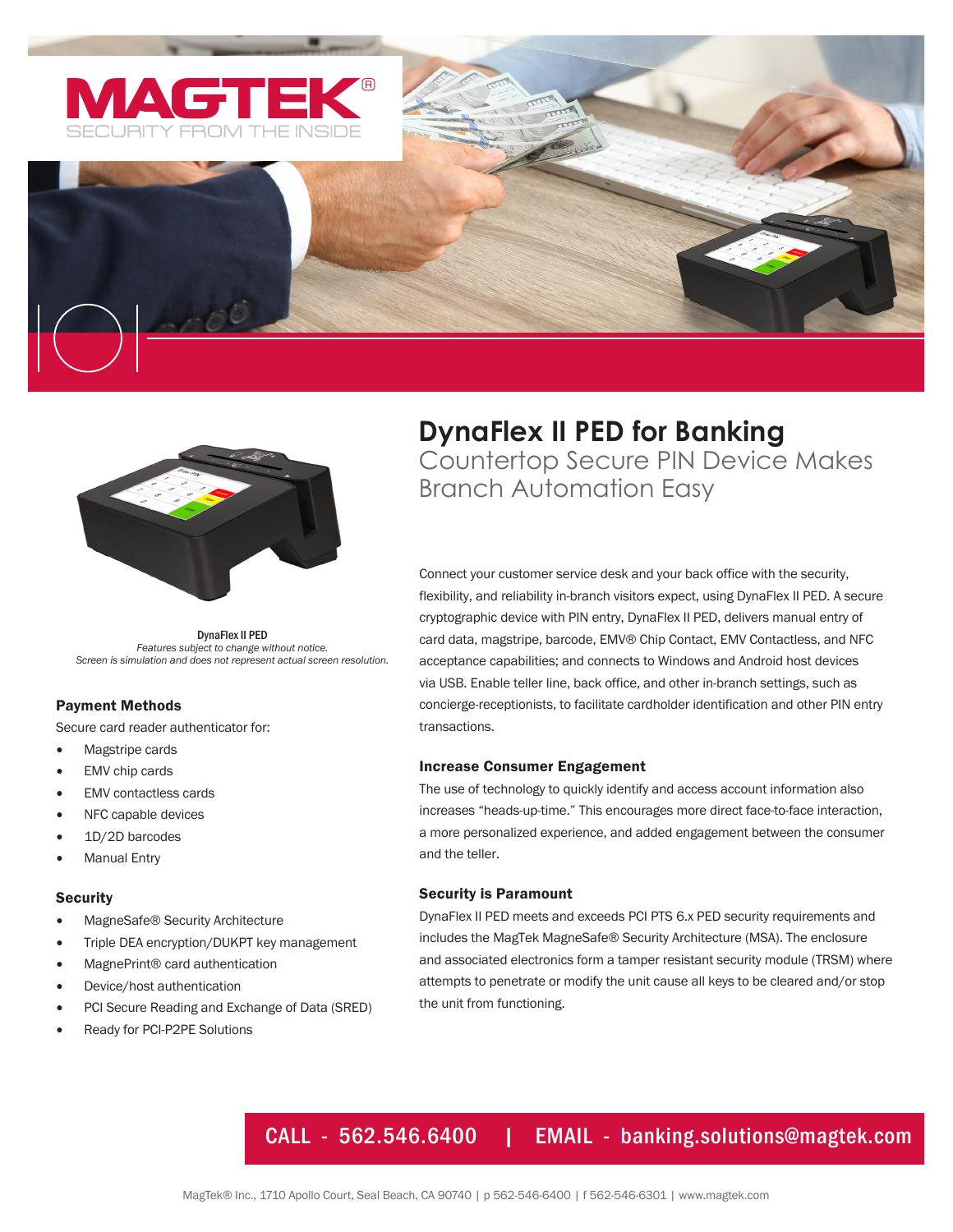MAGTEK®
SECURITY FROM THE INSIDE

# DynaFlex II PED for Banking

## Countertop Secure PIN Device Makes Branch Automation Easy

DynaFlex II PED
*Features subject to change without notice.*
*Screen is simulation and does not represent actual screen resolution.*

Connect your customer service desk and your back office with the security, flexibility, and reliability in-branch visitors expect, using DynaFlex II PED. A secure cryptographic device with PIN entry, DynaFlex II PED, delivers manual entry of card data, magstripe, barcode, EMV® Chip Contact, EMV Contactless, and NFC acceptance capabilities; and connects to Windows and Android host devices via USB. Enable teller line, back office, and other in-branch settings, such as concierge-receptionists, to facilitate cardholder identification and other PIN entry transactions.

### Payment Methods

Secure card reader authenticator for:

- Magstripe cards
- EMV chip cards
- EMV contactless cards
- NFC capable devices
- 1D/2D barcodes
- Manual Entry

### Security

- MagneSafe® Security Architecture
- Triple DEA encryption/DUKPT key management
- MagnePrint® card authentication
- Device/host authentication
- PCI Secure Reading and Exchange of Data (SRED)
- Ready for PCI-P2PE Solutions

### Increase Consumer Engagement

The use of technology to quickly identify and access account information also increases "heads-up-time." This encourages more direct face-to-face interaction, a more personalized experience, and added engagement between the consumer and the teller.

### Security is Paramount

DynaFlex II PED meets and exceeds PCI PTS 6.x PED security requirements and includes the MagTek MagneSafe® Security Architecture (MSA). The enclosure and associated electronics form a tamper resistant security module (TRSM) where attempts to penetrate or modify the unit cause all keys to be cleared and/or stop the unit from functioning.

**CALL - 562.546.6400 | EMAIL - banking.solutions@magtek.com**

MagTek® Inc., 1710 Apollo Court, Seal Beach, CA 90740 | p 562-546-6400 | f 562-546-6301 | www.magtek.com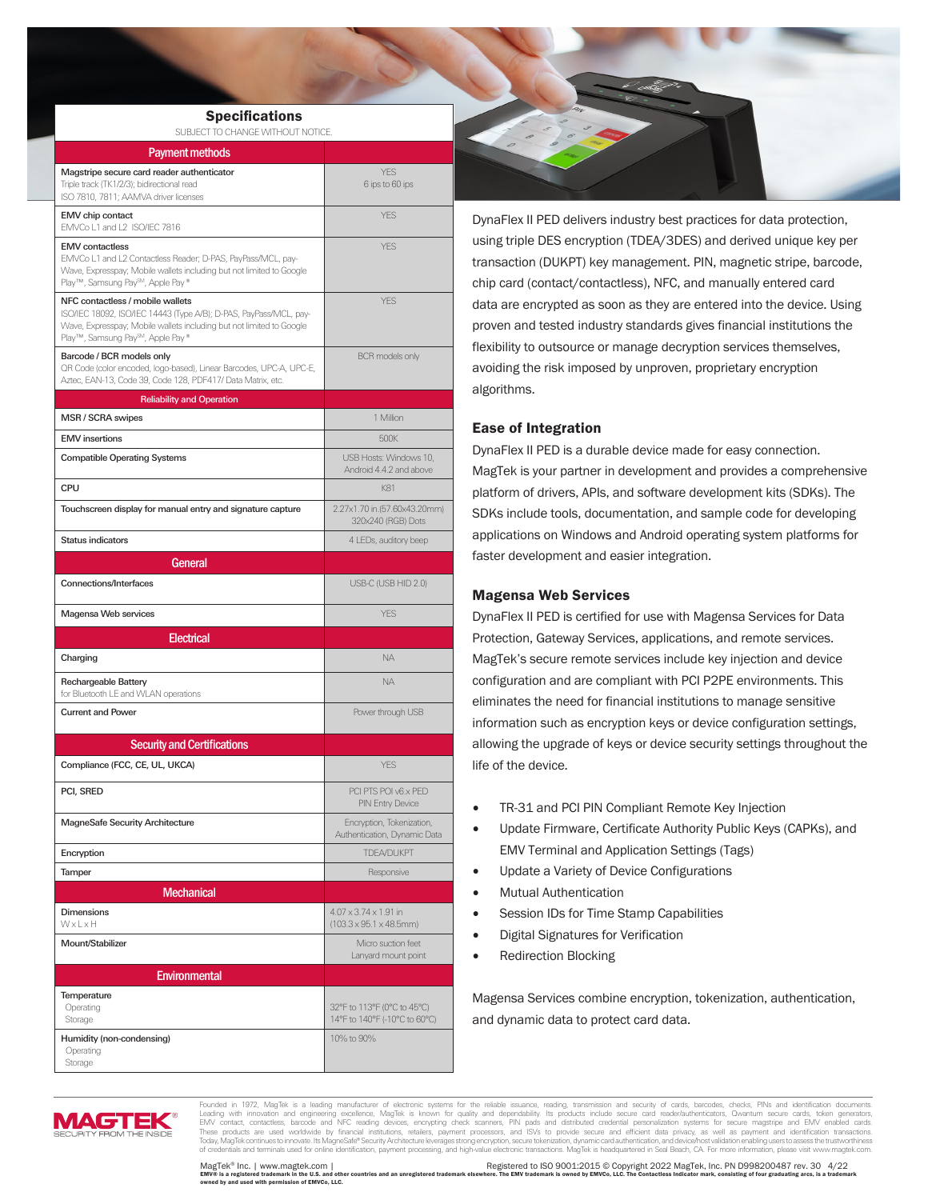## Specifications

SUBJECT TO CHANGE WITHOUT NOTICE.

| Payment methods | |
|---|---|
| **Magstripe secure card reader authenticator**<br>Triple track (TK1/2/3); bidirectional read<br>ISO 7810, 7811; AAMVA driver licenses | YES<br>6 ips to 60 ips |
| **EMV chip contact**<br>EMVCo L1 and L2 ISO/IEC 7816 | YES |
| **EMV contactless**<br>EMVCo L1 and L2 Contactless Reader; D-PAS, PayPass/MCL, payWave, Expresspay; Mobile wallets including but not limited to Google Play™, Samsung Pay℠, Apple Pay ® | YES |
| **NFC contactless / mobile wallets**<br>ISO/IEC 18092, ISO/IEC 14443 (Type A/B); D-PAS, PayPass/MCL, payWave, Expresspay; Mobile wallets including but not limited to Google Play™, Samsung Pay℠, Apple Pay ® | YES |
| **Barcode / BCR models only**<br>QR Code (color encoded, logo-based), Linear Barcodes, UPC-A, UPC-E, Aztec, EAN-13, Code 39, Code 128, PDF417/ Data Matrix, etc. | BCR models only |
| **Reliability and Operation** | |
| MSR / SCRA swipes | 1 Million |
| EMV insertions | 500K |
| Compatible Operating Systems | USB Hosts: Windows 10, Android 4.4.2 and above |
| CPU | K81 |
| Touchscreen display for manual entry and signature capture | 2.27x1.70 in.(57.60x43.20mm) 320x240 (RGB) Dots |
| Status indicators | 4 LEDs, auditory beep |
| **General** | |
| Connections/Interfaces | USB-C (USB HID 2.0) |
| Magensa Web services | YES |
| **Electrical** | |
| Charging | NA |
| Rechargeable Battery<br>for Bluetooth LE and WLAN operations | NA |
| Current and Power | Power through USB |
| **Security and Certifications** | |
| Compliance (FCC, CE, UL, UKCA) | YES |
| PCI, SRED | PCI PTS POI v6.x PED PIN Entry Device |
| MagneSafe Security Architecture | Encryption, Tokenization, Authentication, Dynamic Data |
| Encryption | TDEA/DUKPT |
| Tamper | Responsive |
| **Mechanical** | |
| Dimensions<br>W x L x H | 4.07 x 3.74 x 1.91 in<br>(103.3 x 95.1 x 48.5mm) |
| Mount/Stabilizer | Micro suction feet<br>Lanyard mount point |
| **Environmental** | |
| Temperature<br>Operating<br>Storage | 32°F to 113°F (0°C to 45°C)<br>14°F to 140°F (-10°C to 60°C) |
| Humidity (non-condensing)<br>Operating<br>Storage | 10% to 90% |

DynaFlex II PED delivers industry best practices for data protection, using triple DES encryption (TDEA/3DES) and derived unique key per transaction (DUKPT) key management. PIN, magnetic stripe, barcode, chip card (contact/contactless), NFC, and manually entered card data are encrypted as soon as they are entered into the device. Using proven and tested industry standards gives financial institutions the flexibility to outsource or manage decryption services themselves, avoiding the risk imposed by unproven, proprietary encryption algorithms.

### Ease of Integration

DynaFlex II PED is a durable device made for easy connection. MagTek is your partner in development and provides a comprehensive platform of drivers, APIs, and software development kits (SDKs). The SDKs include tools, documentation, and sample code for developing applications on Windows and Android operating system platforms for faster development and easier integration.

### Magensa Web Services

DynaFlex II PED is certified for use with Magensa Services for Data Protection, Gateway Services, applications, and remote services. MagTek's secure remote services include key injection and device configuration and are compliant with PCI P2PE environments. This eliminates the need for financial institutions to manage sensitive information such as encryption keys or device configuration settings, allowing the upgrade of keys or device security settings throughout the life of the device.

- TR-31 and PCI PIN Compliant Remote Key Injection
- Update Firmware, Certificate Authority Public Keys (CAPKs), and EMV Terminal and Application Settings (Tags)
- Update a Variety of Device Configurations
- Mutual Authentication
- Session IDs for Time Stamp Capabilities
- Digital Signatures for Verification
- Redirection Blocking

Magensa Services combine encryption, tokenization, authentication, and dynamic data to protect card data.

MAGTEK® SECURITY FROM THE INSIDE

Founded in 1972, MagTek is a leading manufacturer of electronic systems for the reliable issuance, reading, transmission and security of cards, barcodes, checks, PINs and identification documents. Leading with innovation and engineering excellence, MagTek is known for quality and dependability. Its products include secure card reader/authenticators, Qwantum secure cards, token generators, EMV contact, contactless, barcode and NFC reading devices, encrypting check scanners, PIN pads and distributed credential personalization systems for secure magstripe and EMV enabled cards. These products are used worldwide by financial institutions, retailers, payment processors, and ISVs to provide secure and efficient data privacy, as well as payment and identification transactions. Today, MagTek continues to innovate. Its MagneSafe® Security Architecture leverages strong encryption, secure tokenization, dynamic card authentication, and device/host validation enabling users to assess the trustworthiness of credentials and terminals used for online identification, payment processing, and high-value electronic transactions. MagTek is headquartered in Seal Beach, CA. For more information, please visit www.magtek.com.

MagTek® Inc. | www.magtek.com | Registered to ISO 9001:2015 © Copyright 2022 MagTek, Inc. PN D998200487 rev. 30 4/22

EMV® is a registered trademark in the U.S. and other countries and an unregistered trademark elsewhere. The EMV trademark is owned by EMVCo, LLC. The Contactless Indicator mark, consisting of four graduating arcs, is a trademark owned by and used with permission of EMVCo, LLC.